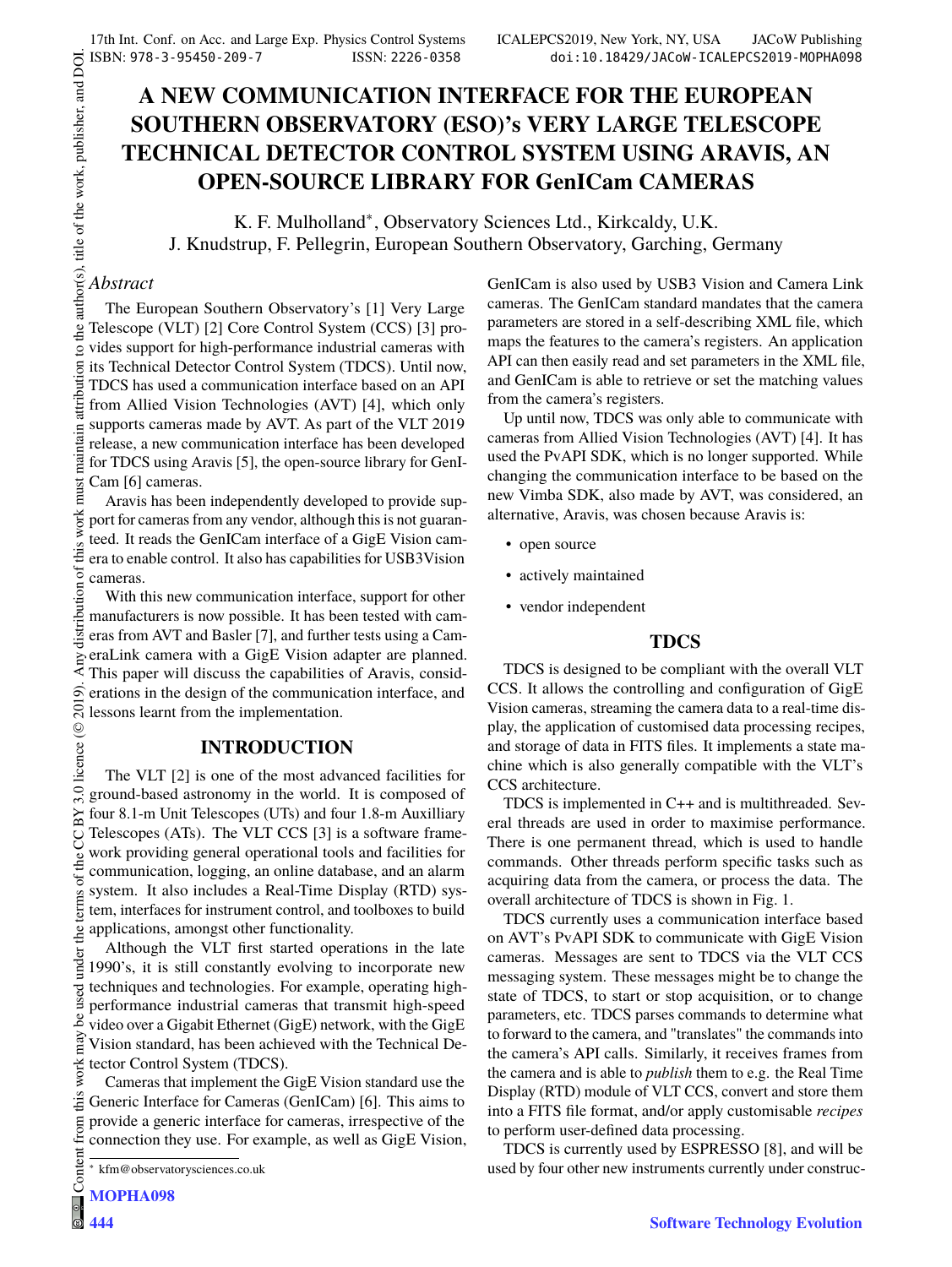# A NEW COMMUNICATION INTERFACE FOR THE EUROPEAN SOUTHERN OBSERVATORY (ESO)'s VERY LARGE TELESCOPE TECHNICAL DETECTOR CONTROL SYSTEM USING ARAVIS, AN OPEN-SOURCE LIBRARY FOR GenICam CAMERAS

K. F. Mulholland*, Observatory Sciences Ltd., Kirkcaldy, U.K.
J. Knudstrup, F. Pellegrin, European Southern Observatory, Garching, Germany

*Abstract*

The European Southern Observatory's [1] Very Large Telescope (VLT) [2] Core Control System (CCS) [3] provides support for high-performance industrial cameras with its Technical Detector Control System (TDCS). Until now, TDCS has used a communication interface based on an API from Allied Vision Technologies (AVT) [4], which only supports cameras made by AVT. As part of the VLT 2019 release, a new communication interface has been developed for TDCS using Aravis [5], the open-source library for GenICam [6] cameras.

Aravis has been independently developed to provide support for cameras from any vendor, although this is not guaranteed. It reads the GenICam interface of a GigE Vision camera to enable control. It also has capabilities for USB3Vision cameras.

With this new communication interface, support for other manufacturers is now possible. It has been tested with cameras from AVT and Basler [7], and further tests using a CameraLink camera with a GigE Vision adapter are planned. This paper will discuss the capabilities of Aravis, considerations in the design of the communication interface, and lessons learnt from the implementation.

## INTRODUCTION

The VLT [2] is one of the most advanced facilities for ground-based astronomy in the world. It is composed of four 8.1-m Unit Telescopes (UTs) and four 1.8-m Auxilliary Telescopes (ATs). The VLT CCS [3] is a software framework providing general operational tools and facilities for communication, logging, an online database, and an alarm system. It also includes a Real-Time Display (RTD) system, interfaces for instrument control, and toolboxes to build applications, amongst other functionality.

Although the VLT first started operations in the late 1990's, it is still constantly evolving to incorporate new techniques and technologies. For example, operating high-performance industrial cameras that transmit high-speed video over a Gigabit Ethernet (GigE) network, with the GigE Vision standard, has been achieved with the Technical Detector Control System (TDCS).

Cameras that implement the GigE Vision standard use the Generic Interface for Cameras (GenICam) [6]. This aims to provide a generic interface for cameras, irrespective of the connection they use. For example, as well as GigE Vision, GenICam is also used by USB3 Vision and Camera Link cameras. The GenICam standard mandates that the camera parameters are stored in a self-describing XML file, which maps the features to the camera's registers. An application API can then easily read and set parameters in the XML file, and GenICam is able to retrieve or set the matching values from the camera's registers.

Up until now, TDCS was only able to communicate with cameras from Allied Vision Technologies (AVT) [4]. It has used the PvAPI SDK, which is no longer supported. While changing the communication interface to be based on the new Vimba SDK, also made by AVT, was considered, an alternative, Aravis, was chosen because Aravis is:

- open source
- actively maintained
- vendor independent

## TDCS

TDCS is designed to be compliant with the overall VLT CCS. It allows the controlling and configuration of GigE Vision cameras, streaming the camera data to a real-time display, the application of customised data processing recipes, and storage of data in FITS files. It implements a state machine which is also generally compatible with the VLT's CCS architecture.

TDCS is implemented in C++ and is multithreaded. Several threads are used in order to maximise performance. There is one permanent thread, which is used to handle commands. Other threads perform specific tasks such as acquiring data from the camera, or process the data. The overall architecture of TDCS is shown in Fig. 1.

TDCS currently uses a communication interface based on AVT's PvAPI SDK to communicate with GigE Vision cameras. Messages are sent to TDCS via the VLT CCS messaging system. These messages might be to change the state of TDCS, to start or stop acquisition, or to change parameters, etc. TDCS parses commands to determine what to forward to the camera, and "translates" the commands into the camera's API calls. Similarly, it receives frames from the camera and is able to *publish* them to e.g. the Real Time Display (RTD) module of VLT CCS, convert and store them into a FITS file format, and/or apply customisable *recipes* to perform user-defined data processing.

TDCS is currently used by ESPRESSO [8], and will be used by four other new instruments currently under construc-

* kfm@observatorysciences.co.uk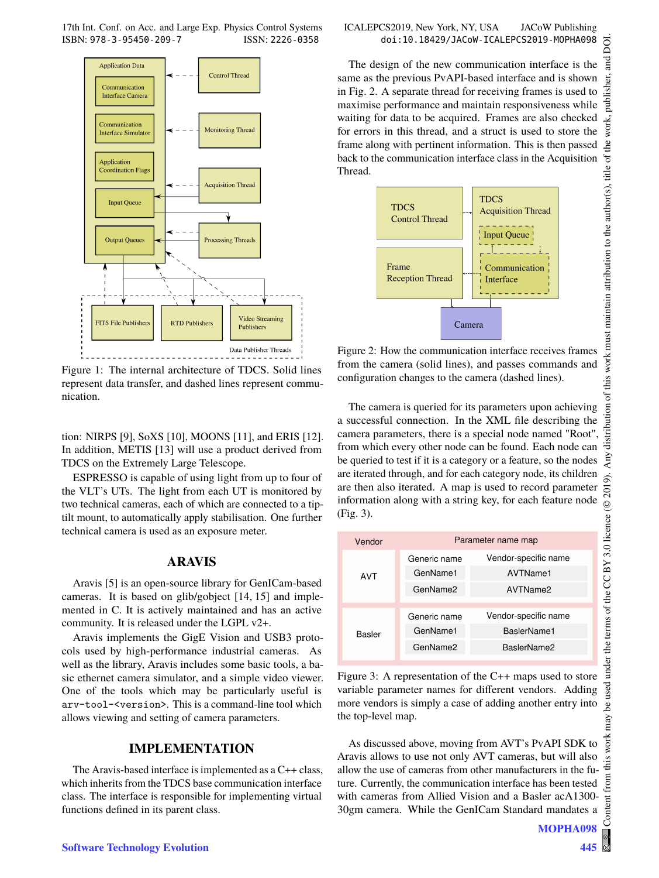Figure 1: The internal architecture of TDCS. Solid lines represent data transfer, and dashed lines represent communication.

tion: NIRPS [9], SoXS [10], MOONS [11], and ERIS [12]. In addition, METIS [13] will use a product derived from TDCS on the Extremely Large Telescope.

ESPRESSO is capable of using light from up to four of the VLT's UTs. The light from each UT is monitored by two technical cameras, each of which are connected to a tip-tilt mount, to automatically apply stabilisation. One further technical camera is used as an exposure meter.

## ARAVIS

Aravis [5] is an open-source library for GenICam-based cameras. It is based on glib/gobject [14, 15] and implemented in C. It is actively maintained and has an active community. It is released under the LGPL v2+.

Aravis implements the GigE Vision and USB3 protocols used by high-performance industrial cameras. As well as the library, Aravis includes some basic tools, a basic ethernet camera simulator, and a simple video viewer. One of the tools which may be particularly useful is `arv-tool-<version>`. This is a command-line tool which allows viewing and setting of camera parameters.

## IMPLEMENTATION

The Aravis-based interface is implemented as a C++ class, which inherits from the TDCS base communication interface class. The interface is responsible for implementing virtual functions defined in its parent class.

The design of the new communication interface is the same as the previous PvAPI-based interface and is shown in Fig. 2. A separate thread for receiving frames is used to maximise performance and maintain responsiveness while waiting for data to be acquired. Frames are also checked for errors in this thread, and a struct is used to store the frame along with pertinent information. This is then passed back to the communication interface class in the Acquisition Thread.

Figure 2: How the communication interface receives frames from the camera (solid lines), and passes commands and configuration changes to the camera (dashed lines).

The camera is queried for its parameters upon achieving a successful connection. In the XML file describing the camera parameters, there is a special node named "Root", from which every other node can be found. Each node can be queried to test if it is a category or a feature, so the nodes are iterated through, and for each category node, its children are then also iterated. A map is used to record parameter information along with a string key, for each feature node (Fig. 3).

| Vendor | Parameter name map | |
|---|---|---|
| AVT | Generic name | Vendor-specific name |
| | GenName1 | AVTName1 |
| | GenName2 | AVTName2 |
| Basler | Generic name | Vendor-specific name |
| | GenName1 | BaslerName1 |
| | GenName2 | BaslerName2 |

Figure 3: A representation of the C++ maps used to store variable parameter names for different vendors. Adding more vendors is simply a case of adding another entry into the top-level map.

As discussed above, moving from AVT's PvAPI SDK to Aravis allows to use not only AVT cameras, but will also allow the use of cameras from other manufacturers in the future. Currently, the communication interface has been tested with cameras from Allied Vision and a Basler acA1300-30gm camera. While the GenICam Standard mandates a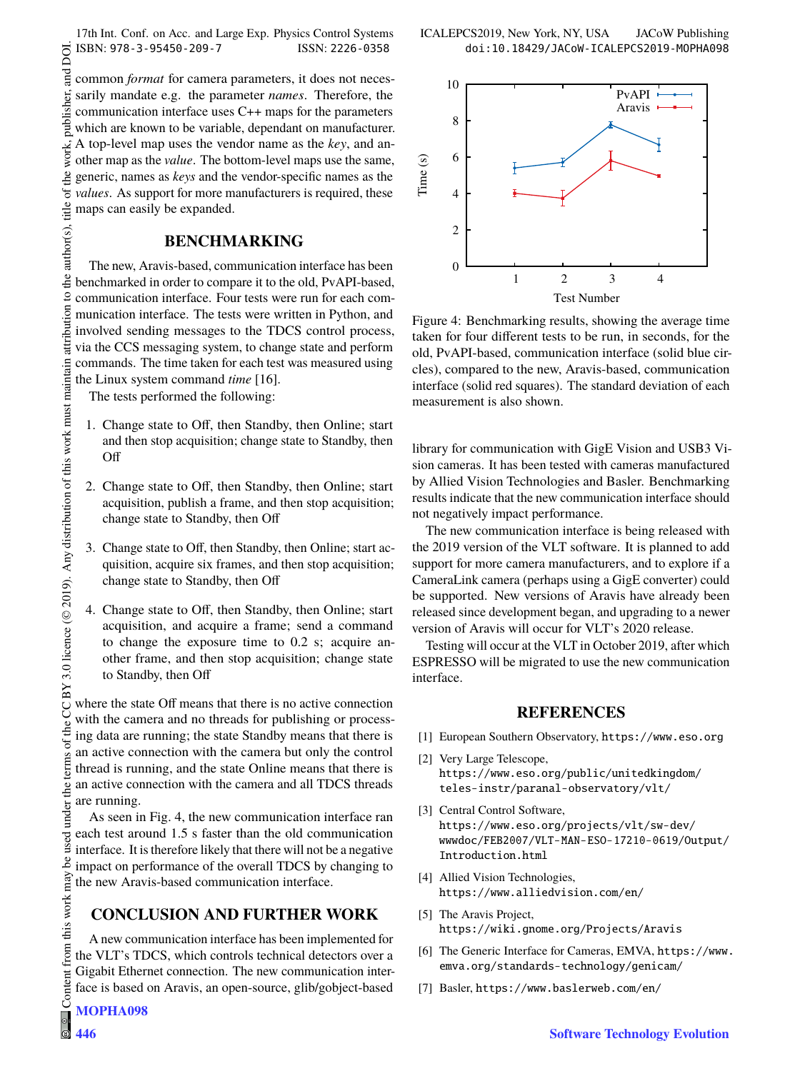common *format* for camera parameters, it does not necessarily mandate e.g. the parameter *names*. Therefore, the communication interface uses C++ maps for the parameters which are known to be variable, dependant on manufacturer. A top-level map uses the vendor name as the *key*, and another map as the *value*. The bottom-level maps use the same, generic, names as *keys* and the vendor-specific names as the *values*. As support for more manufacturers is required, these maps can easily be expanded.

## BENCHMARKING

The new, Aravis-based, communication interface has been benchmarked in order to compare it to the old, PvAPI-based, communication interface. Four tests were run for each communication interface. The tests were written in Python, and involved sending messages to the TDCS control process, via the CCS messaging system, to change state and perform commands. The time taken for each test was measured using the Linux system command *time* [16].

The tests performed the following:

1. Change state to Off, then Standby, then Online; start and then stop acquisition; change state to Standby, then Off
2. Change state to Off, then Standby, then Online; start acquisition, publish a frame, and then stop acquisition; change state to Standby, then Off
3. Change state to Off, then Standby, then Online; start acquisition, acquire six frames, and then stop acquisition; change state to Standby, then Off
4. Change state to Off, then Standby, then Online; start acquisition, and acquire a frame; send a command to change the exposure time to 0.2 s; acquire another frame, and then stop acquisition; change state to Standby, then Off

where the state Off means that there is no active connection with the camera and no threads for publishing or processing data are running; the state Standby means that there is an active connection with the camera but only the control thread is running, and the state Online means that there is an active connection with the camera and all TDCS threads are running.

As seen in Fig. 4, the new communication interface ran each test around 1.5 s faster than the old communication interface. It is therefore likely that there will not be a negative impact on performance of the overall TDCS by changing to the new Aravis-based communication interface.

Figure 4: Benchmarking results, showing the average time taken for four different tests to be run, in seconds, for the old, PvAPI-based, communication interface (solid blue circles), compared to the new, Aravis-based, communication interface (solid red squares). The standard deviation of each measurement is also shown.

## CONCLUSION AND FURTHER WORK

A new communication interface has been implemented for the VLT's TDCS, which controls technical detectors over a Gigabit Ethernet connection. The new communication interface is based on Aravis, an open-source, glib/gobject-based library for communication with GigE Vision and USB3 Vision cameras. It has been tested with cameras manufactured by Allied Vision Technologies and Basler. Benchmarking results indicate that the new communication interface should not negatively impact performance.

The new communication interface is being released with the 2019 version of the VLT software. It is planned to add support for more camera manufacturers, and to explore if a CameraLink camera (perhaps using a GigE converter) could be supported. New versions of Aravis have already been released since development began, and upgrading to a newer version of Aravis will occur for VLT's 2020 release.

Testing will occur at the VLT in October 2019, after which ESPRESSO will be migrated to use the new communication interface.

## REFERENCES

[1] European Southern Observatory, https://www.eso.org

[2] Very Large Telescope, https://www.eso.org/public/unitedkingdom/teles-instr/paranal-observatory/vlt/

[3] Central Control Software, https://www.eso.org/projects/vlt/sw-dev/wwwdoc/FEB2007/VLT-MAN-ESO-17210-0619/Output/Introduction.html

[4] Allied Vision Technologies, https://www.alliedvision.com/en/

[5] The Aravis Project, https://wiki.gnome.org/Projects/Aravis

[6] The Generic Interface for Cameras, EMVA, https://www.emva.org/standards-technology/genicam/

[7] Basler, https://www.baslerweb.com/en/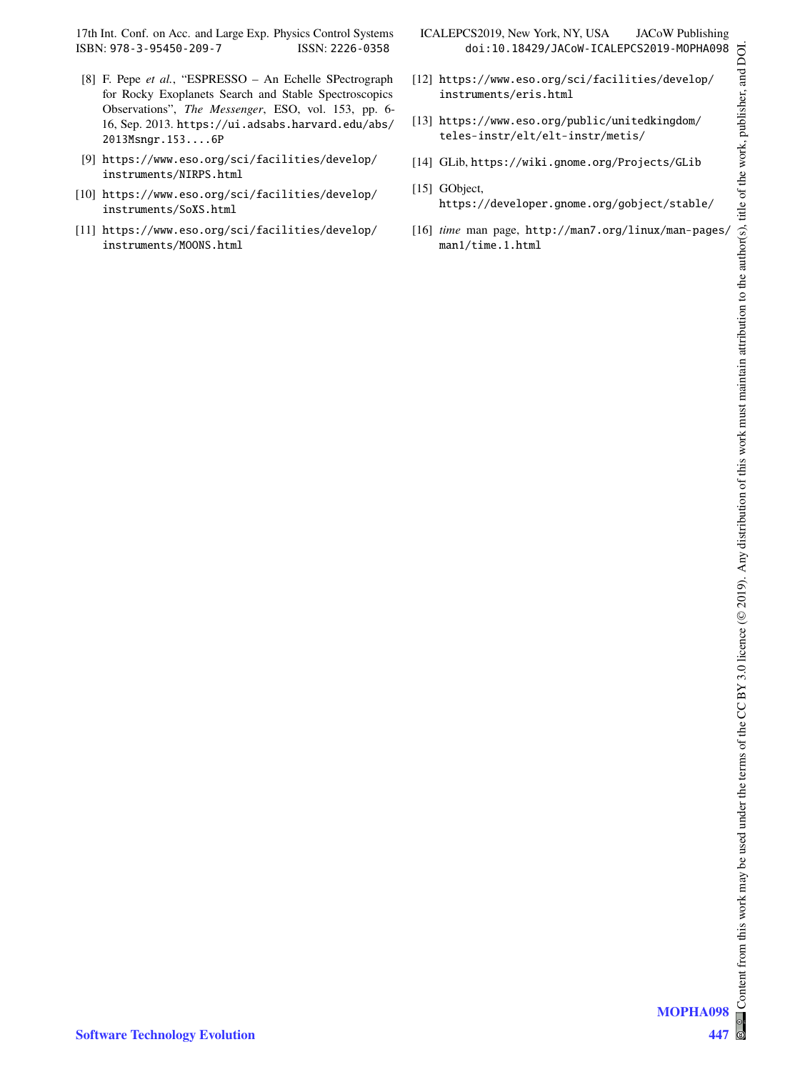[8] F. Pepe *et al.*, "ESPRESSO – An Echelle SPectrograph for Rocky Exoplanets Search and Stable Spectroscopics Observations", *The Messenger*, ESO, vol. 153, pp. 6-16, Sep. 2013. https://ui.adsabs.harvard.edu/abs/2013Msngr.153....6P

[9] https://www.eso.org/sci/facilities/develop/instruments/NIRPS.html

[10] https://www.eso.org/sci/facilities/develop/instruments/SoXS.html

[11] https://www.eso.org/sci/facilities/develop/instruments/MOONS.html

[12] https://www.eso.org/sci/facilities/develop/instruments/eris.html

[13] https://www.eso.org/public/unitedkingdom/teles-instr/elt/elt-instr/metis/

[14] GLib, https://wiki.gnome.org/Projects/GLib

[15] GObject, https://developer.gnome.org/gobject/stable/

[16] *time* man page, http://man7.org/linux/man-pages/man1/time.1.html